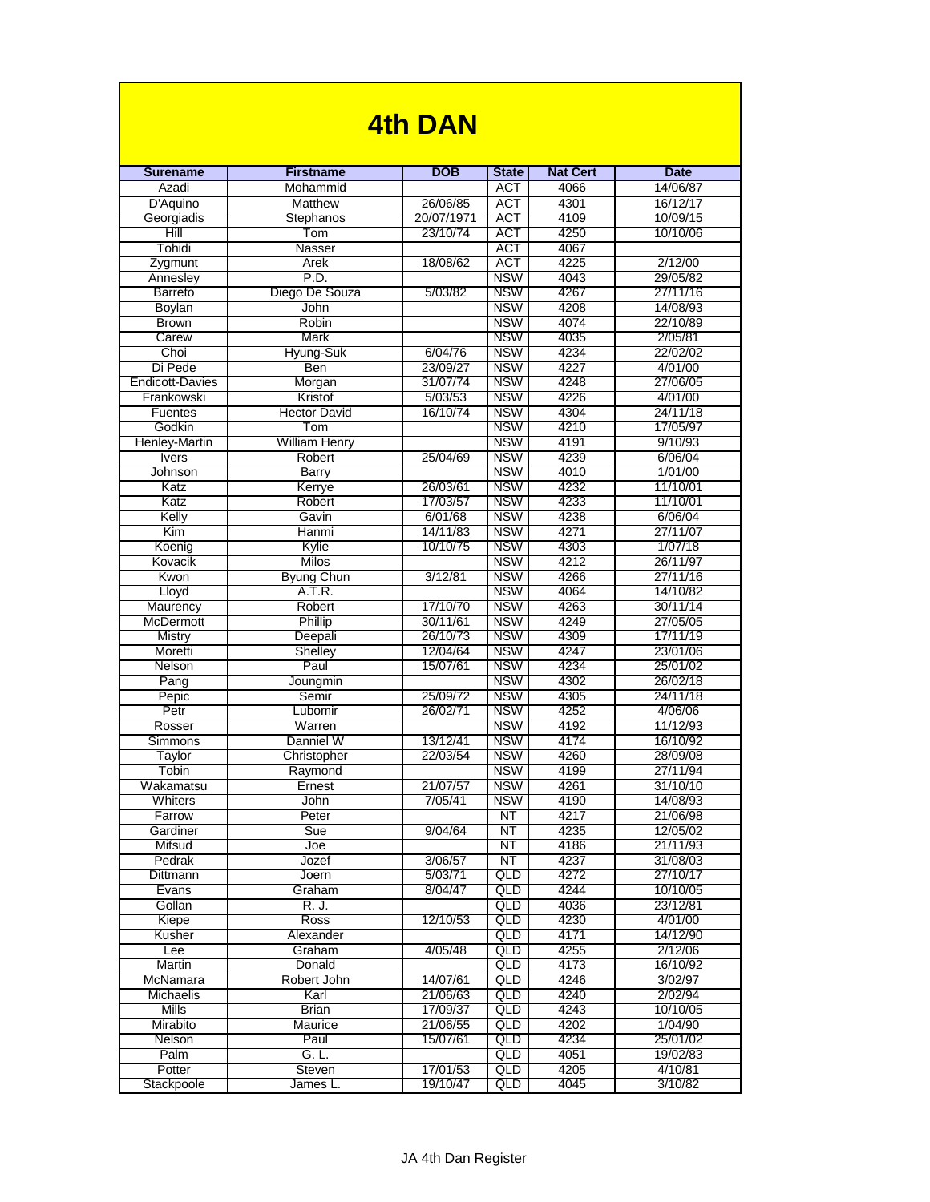# 4th DAN

| Surename | Firstname | DOB | State | Nat Cert | Date |
|---|---|---|---|---|---|
| Azadi | Mohammid | | ACT | 4066 | 14/06/87 |
| D'Aquino | Matthew | 26/06/85 | ACT | 4301 | 16/12/17 |
| Georgiadis | Stephanos | 20/07/1971 | ACT | 4109 | 10/09/15 |
| Hill | Tom | 23/10/74 | ACT | 4250 | 10/10/06 |
| Tohidi | Nasser | | ACT | 4067 | |
| Zygmunt | Arek | 18/08/62 | ACT | 4225 | 2/12/00 |
| Annesley | P.D. | | NSW | 4043 | 29/05/82 |
| Barreto | Diego De Souza | 5/03/82 | NSW | 4267 | 27/11/16 |
| Boylan | John | | NSW | 4208 | 14/08/93 |
| Brown | Robin | | NSW | 4074 | 22/10/89 |
| Carew | Mark | | NSW | 4035 | 2/05/81 |
| Choi | Hyung-Suk | 6/04/76 | NSW | 4234 | 22/02/02 |
| Di Pede | Ben | 23/09/27 | NSW | 4227 | 4/01/00 |
| Endicott-Davies | Morgan | 31/07/74 | NSW | 4248 | 27/06/05 |
| Frankowski | Kristof | 5/03/53 | NSW | 4226 | 4/01/00 |
| Fuentes | Hector David | 16/10/74 | NSW | 4304 | 24/11/18 |
| Godkin | Tom | | NSW | 4210 | 17/05/97 |
| Henley-Martin | William Henry | | NSW | 4191 | 9/10/93 |
| Ivers | Robert | 25/04/69 | NSW | 4239 | 6/06/04 |
| Johnson | Barry | | NSW | 4010 | 1/01/00 |
| Katz | Kerrye | 26/03/61 | NSW | 4232 | 11/10/01 |
| Katz | Robert | 17/03/57 | NSW | 4233 | 11/10/01 |
| Kelly | Gavin | 6/01/68 | NSW | 4238 | 6/06/04 |
| Kim | Hanmi | 14/11/83 | NSW | 4271 | 27/11/07 |
| Koenig | Kylie | 10/10/75 | NSW | 4303 | 1/07/18 |
| Kovacik | Milos | | NSW | 4212 | 26/11/97 |
| Kwon | Byung Chun | 3/12/81 | NSW | 4266 | 27/11/16 |
| Lloyd | A.T.R. | | NSW | 4064 | 14/10/82 |
| Maurency | Robert | 17/10/70 | NSW | 4263 | 30/11/14 |
| McDermott | Phillip | 30/11/61 | NSW | 4249 | 27/05/05 |
| Mistry | Deepali | 26/10/73 | NSW | 4309 | 17/11/19 |
| Moretti | Shelley | 12/04/64 | NSW | 4247 | 23/01/06 |
| Nelson | Paul | 15/07/61 | NSW | 4234 | 25/01/02 |
| Pang | Joungmin | | NSW | 4302 | 26/02/18 |
| Pepic | Semir | 25/09/72 | NSW | 4305 | 24/11/18 |
| Petr | Lubomir | 26/02/71 | NSW | 4252 | 4/06/06 |
| Rosser | Warren | | NSW | 4192 | 11/12/93 |
| Simmons | Danniel W | 13/12/41 | NSW | 4174 | 16/10/92 |
| Taylor | Christopher | 22/03/54 | NSW | 4260 | 28/09/08 |
| Tobin | Raymond | | NSW | 4199 | 27/11/94 |
| Wakamatsu | Ernest | 21/07/57 | NSW | 4261 | 31/10/10 |
| Whiters | John | 7/05/41 | NSW | 4190 | 14/08/93 |
| Farrow | Peter | | NT | 4217 | 21/06/98 |
| Gardiner | Sue | 9/04/64 | NT | 4235 | 12/05/02 |
| Mifsud | Joe | | NT | 4186 | 21/11/93 |
| Pedrak | Jozef | 3/06/57 | NT | 4237 | 31/08/03 |
| Dittmann | Joern | 5/03/71 | QLD | 4272 | 27/10/17 |
| Evans | Graham | 8/04/47 | QLD | 4244 | 10/10/05 |
| Gollan | R. J. | | QLD | 4036 | 23/12/81 |
| Kiepe | Ross | 12/10/53 | QLD | 4230 | 4/01/00 |
| Kusher | Alexander | | QLD | 4171 | 14/12/90 |
| Lee | Graham | 4/05/48 | QLD | 4255 | 2/12/06 |
| Martin | Donald | | QLD | 4173 | 16/10/92 |
| McNamara | Robert John | 14/07/61 | QLD | 4246 | 3/02/97 |
| Michaelis | Karl | 21/06/63 | QLD | 4240 | 2/02/94 |
| Mills | Brian | 17/09/37 | QLD | 4243 | 10/10/05 |
| Mirabito | Maurice | 21/06/55 | QLD | 4202 | 1/04/90 |
| Nelson | Paul | 15/07/61 | QLD | 4234 | 25/01/02 |
| Palm | G. L. | | QLD | 4051 | 19/02/83 |
| Potter | Steven | 17/01/53 | QLD | 4205 | 4/10/81 |
| Stackpoole | James L. | 19/10/47 | QLD | 4045 | 3/10/82 |

JA 4th Dan Register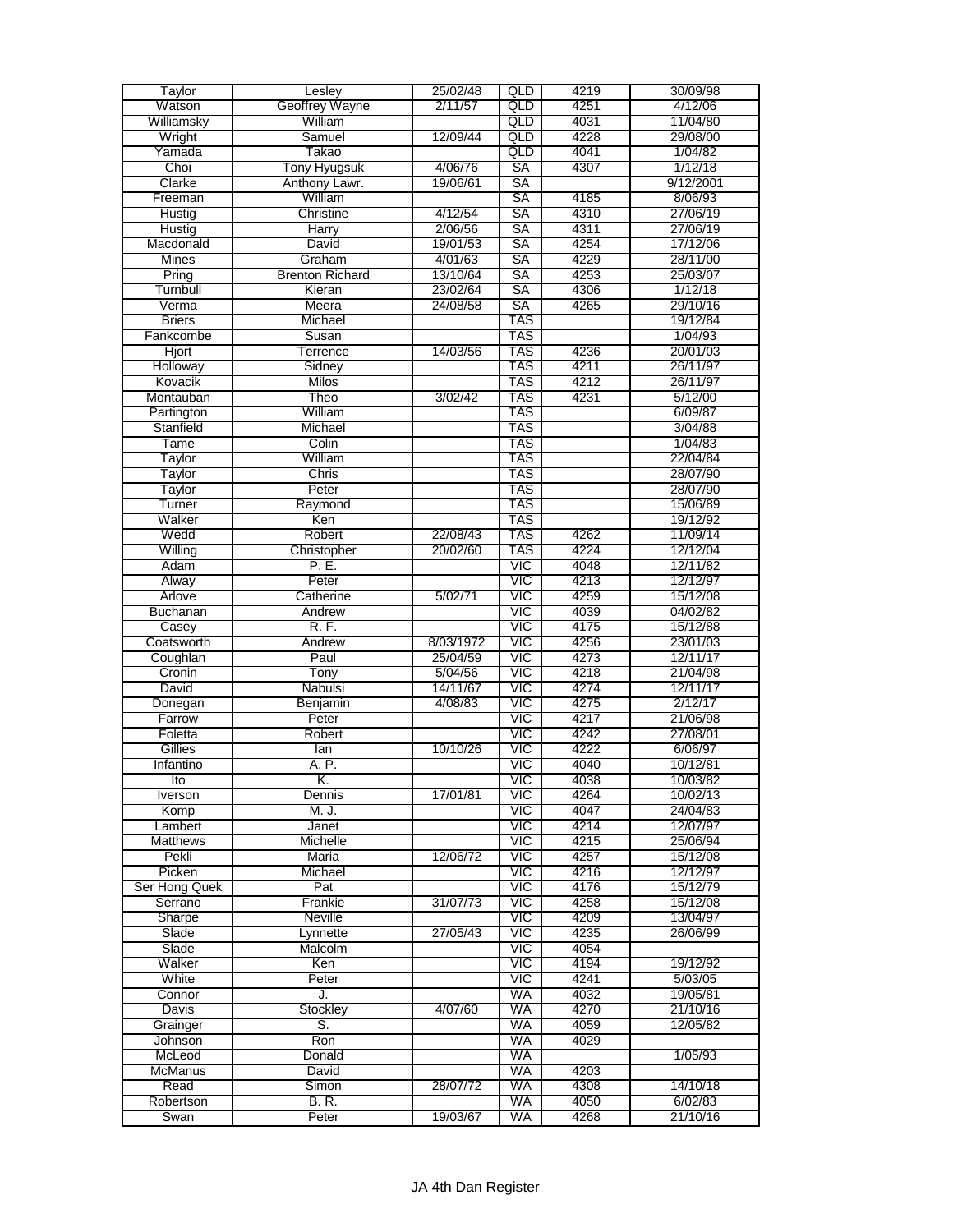| Taylor | Lesley | 25/02/48 | QLD | 4219 | 30/09/98 |
|---|---|---|---|---|---|
| Watson | Geoffrey Wayne | 2/11/57 | QLD | 4251 | 4/12/06 |
| Williamsky | William | | QLD | 4031 | 11/04/80 |
| Wright | Samuel | 12/09/44 | QLD | 4228 | 29/08/00 |
| Yamada | Takao | | QLD | 4041 | 1/04/82 |
| Choi | Tony Hyugsuk | 4/06/76 | SA | 4307 | 1/12/18 |
| Clarke | Anthony Lawr. | 19/06/61 | SA | | 9/12/2001 |
| Freeman | William | | SA | 4185 | 8/06/93 |
| Hustig | Christine | 4/12/54 | SA | 4310 | 27/06/19 |
| Hustig | Harry | 2/06/56 | SA | 4311 | 27/06/19 |
| Macdonald | David | 19/01/53 | SA | 4254 | 17/12/06 |
| Mines | Graham | 4/01/63 | SA | 4229 | 28/11/00 |
| Pring | Brenton Richard | 13/10/64 | SA | 4253 | 25/03/07 |
| Turnbull | Kieran | 23/02/64 | SA | 4306 | 1/12/18 |
| Verma | Meera | 24/08/58 | SA | 4265 | 29/10/16 |
| Briers | Michael | | TAS | | 19/12/84 |
| Fankcombe | Susan | | TAS | | 1/04/93 |
| Hjort | Terrence | 14/03/56 | TAS | 4236 | 20/01/03 |
| Holloway | Sidney | | TAS | 4211 | 26/11/97 |
| Kovacik | Milos | | TAS | 4212 | 26/11/97 |
| Montauban | Theo | 3/02/42 | TAS | 4231 | 5/12/00 |
| Partington | William | | TAS | | 6/09/87 |
| Stanfield | Michael | | TAS | | 3/04/88 |
| Tame | Colin | | TAS | | 1/04/83 |
| Taylor | William | | TAS | | 22/04/84 |
| Taylor | Chris | | TAS | | 28/07/90 |
| Taylor | Peter | | TAS | | 28/07/90 |
| Turner | Raymond | | TAS | | 15/06/89 |
| Walker | Ken | | TAS | | 19/12/92 |
| Wedd | Robert | 22/08/43 | TAS | 4262 | 11/09/14 |
| Willing | Christopher | 20/02/60 | TAS | 4224 | 12/12/04 |
| Adam | P. E. | | VIC | 4048 | 12/11/82 |
| Alway | Peter | | VIC | 4213 | 12/12/97 |
| Arlove | Catherine | 5/02/71 | VIC | 4259 | 15/12/08 |
| Buchanan | Andrew | | VIC | 4039 | 04/02/82 |
| Casey | R. F. | | VIC | 4175 | 15/12/88 |
| Coatsworth | Andrew | 8/03/1972 | VIC | 4256 | 23/01/03 |
| Coughlan | Paul | 25/04/59 | VIC | 4273 | 12/11/17 |
| Cronin | Tony | 5/04/56 | VIC | 4218 | 21/04/98 |
| David | Nabulsi | 14/11/67 | VIC | 4274 | 12/11/17 |
| Donegan | Benjamin | 4/08/83 | VIC | 4275 | 2/12/17 |
| Farrow | Peter | | VIC | 4217 | 21/06/98 |
| Foletta | Robert | | VIC | 4242 | 27/08/01 |
| Gillies | Ian | 10/10/26 | VIC | 4222 | 6/06/97 |
| Infantino | A. P. | | VIC | 4040 | 10/12/81 |
| Ito | K. | | VIC | 4038 | 10/03/82 |
| Iverson | Dennis | 17/01/81 | VIC | 4264 | 10/02/13 |
| Komp | M. J. | | VIC | 4047 | 24/04/83 |
| Lambert | Janet | | VIC | 4214 | 12/07/97 |
| Matthews | Michelle | | VIC | 4215 | 25/06/94 |
| Pekli | Maria | 12/06/72 | VIC | 4257 | 15/12/08 |
| Picken | Michael | | VIC | 4216 | 12/12/97 |
| Ser Hong Quek | Pat | | VIC | 4176 | 15/12/79 |
| Serrano | Frankie | 31/07/73 | VIC | 4258 | 15/12/08 |
| Sharpe | Neville | | VIC | 4209 | 13/04/97 |
| Slade | Lynnette | 27/05/43 | VIC | 4235 | 26/06/99 |
| Slade | Malcolm | | VIC | 4054 | |
| Walker | Ken | | VIC | 4194 | 19/12/92 |
| White | Peter | | VIC | 4241 | 5/03/05 |
| Connor | J. | | WA | 4032 | 19/05/81 |
| Davis | Stockley | 4/07/60 | WA | 4270 | 21/10/16 |
| Grainger | S. | | WA | 4059 | 12/05/82 |
| Johnson | Ron | | WA | 4029 | |
| McLeod | Donald | | WA | | 1/05/93 |
| McManus | David | | WA | 4203 | |
| Read | Simon | 28/07/72 | WA | 4308 | 14/10/18 |
| Robertson | B. R. | | WA | 4050 | 6/02/83 |
| Swan | Peter | 19/03/67 | WA | 4268 | 21/10/16 |

JA 4th Dan Register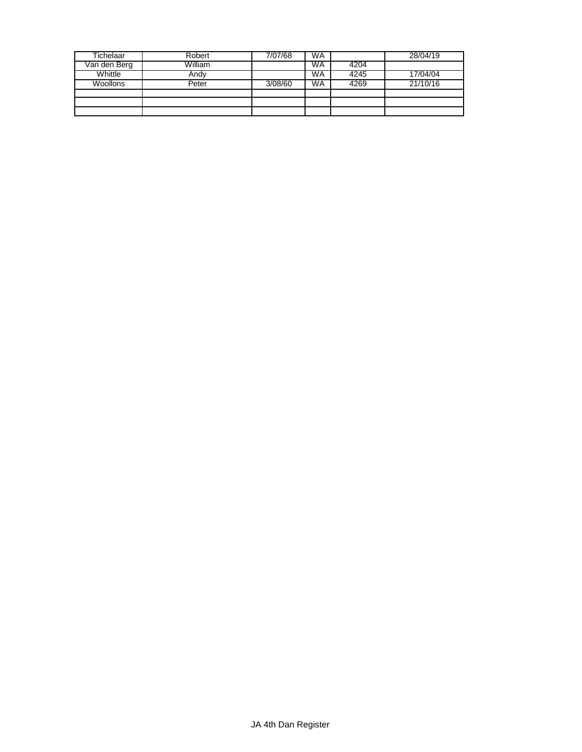| | | | | | |
|---|---|---|---|---|---|
| Tichelaar | Robert | 7/07/68 | WA | | 28/04/19 |
| Van den Berg | William | | WA | 4204 | |
| Whittle | Andy | | WA | 4245 | 17/04/04 |
| Woollons | Peter | 3/08/60 | WA | 4269 | 21/10/16 |
| | | | | | |
| | | | | | |
| | | | | | |